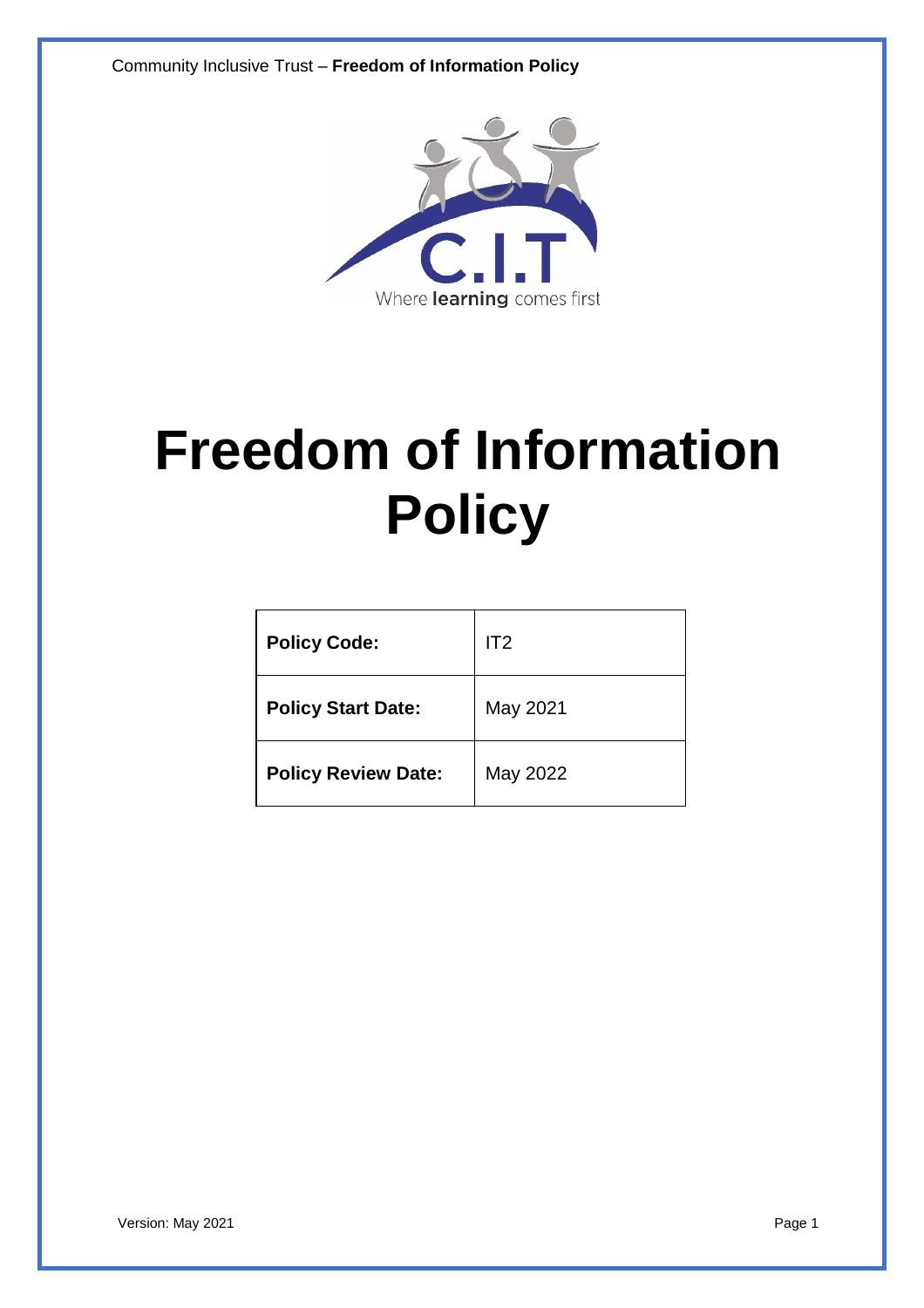# Freedom of Information Policy

| Policy Code: | IT2 |
| --- | --- |
| **Policy Start Date:** | May 2021 |
| **Policy Review Date:** | May 2022 |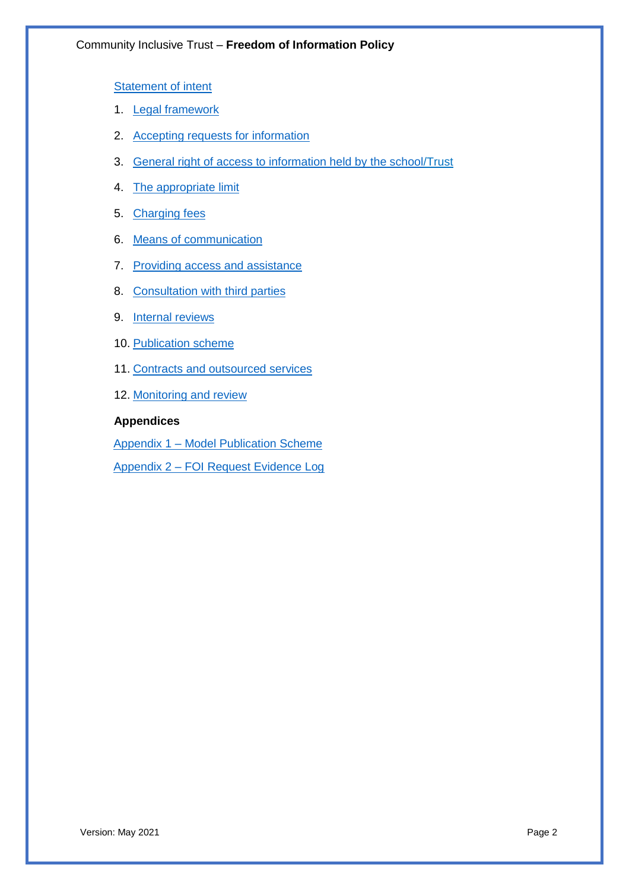Statement of intent

1. Legal framework
2. Accepting requests for information
3. General right of access to information held by the school/Trust
4. The appropriate limit
5. Charging fees
6. Means of communication
7. Providing access and assistance
8. Consultation with third parties
9. Internal reviews
10. Publication scheme
11. Contracts and outsourced services
12. Monitoring and review

**Appendices**

Appendix 1 – Model Publication Scheme

Appendix 2 – FOI Request Evidence Log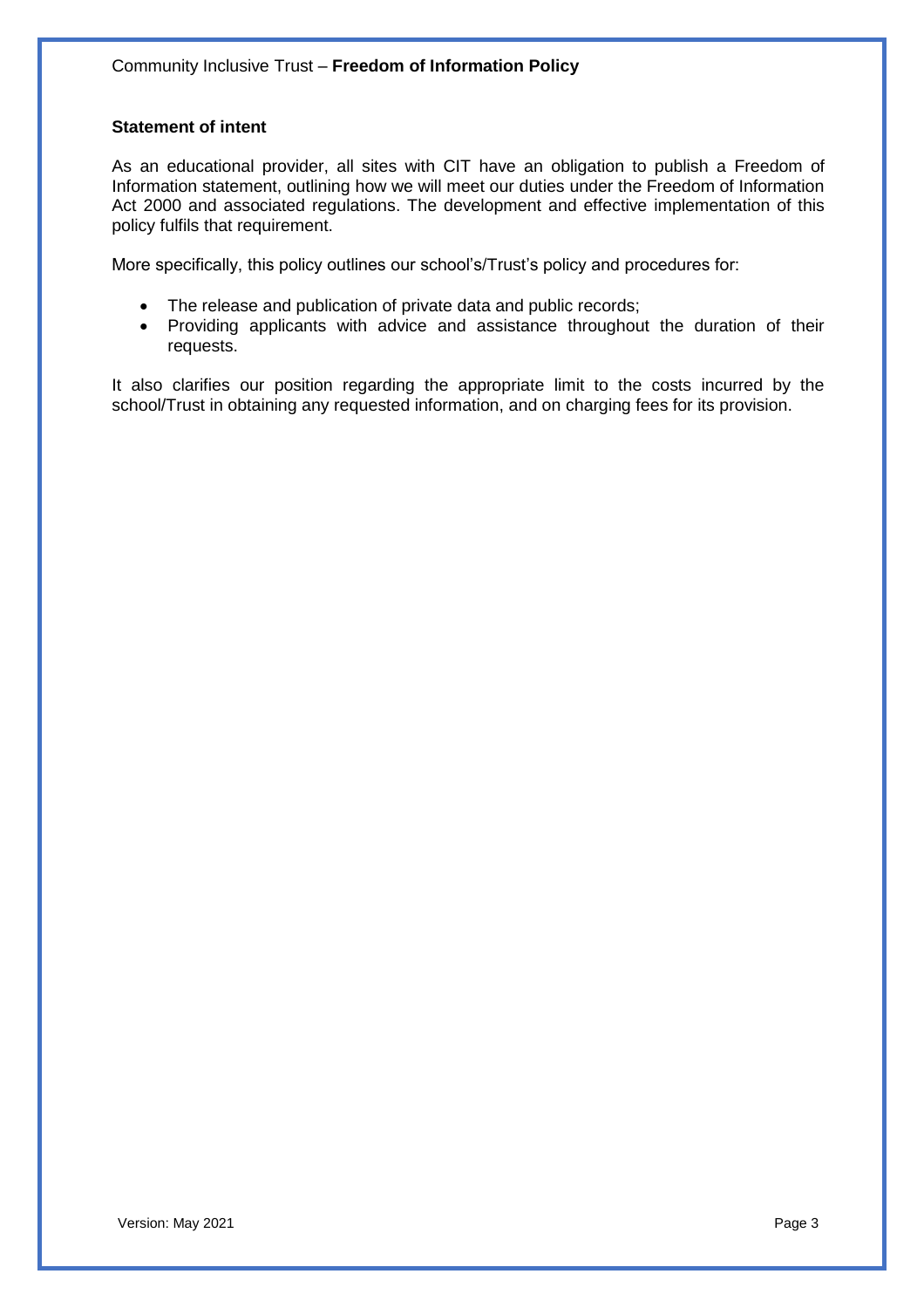## Statement of intent

As an educational provider, all sites with CIT have an obligation to publish a Freedom of Information statement, outlining how we will meet our duties under the Freedom of Information Act 2000 and associated regulations. The development and effective implementation of this policy fulfils that requirement.

More specifically, this policy outlines our school's/Trust's policy and procedures for:

- The release and publication of private data and public records;
- Providing applicants with advice and assistance throughout the duration of their requests.

It also clarifies our position regarding the appropriate limit to the costs incurred by the school/Trust in obtaining any requested information, and on charging fees for its provision.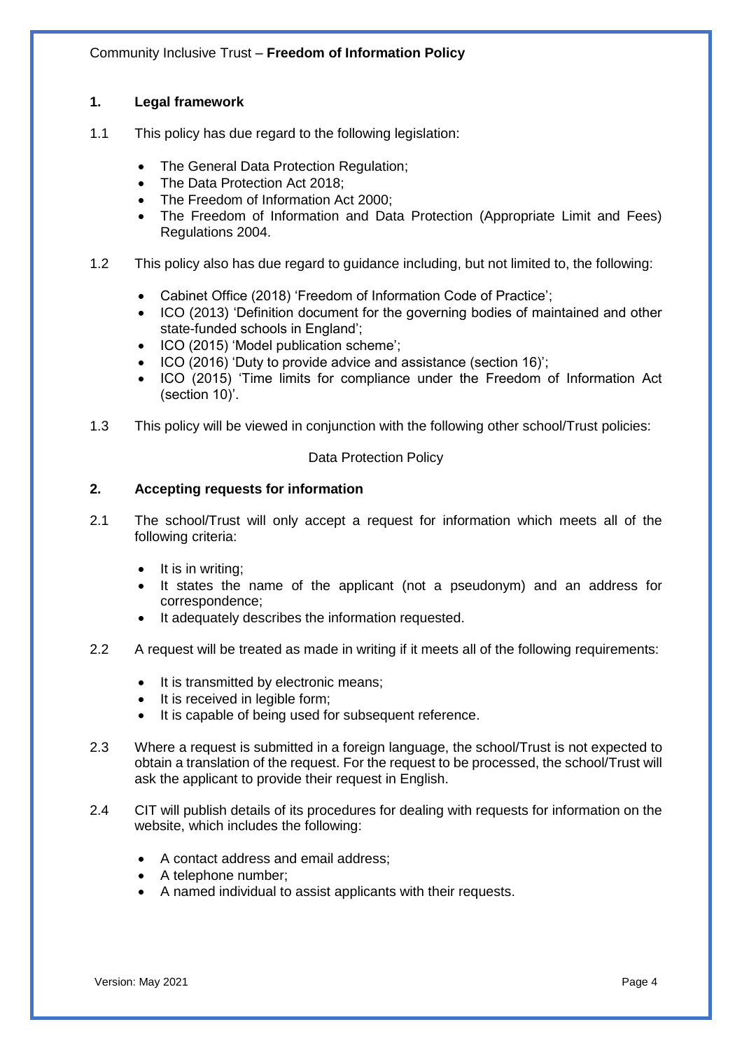## 1. Legal framework

1.1 This policy has due regard to the following legislation:

- The General Data Protection Regulation;
- The Data Protection Act 2018;
- The Freedom of Information Act 2000;
- The Freedom of Information and Data Protection (Appropriate Limit and Fees) Regulations 2004.

1.2 This policy also has due regard to guidance including, but not limited to, the following:

- Cabinet Office (2018) 'Freedom of Information Code of Practice';
- ICO (2013) 'Definition document for the governing bodies of maintained and other state-funded schools in England';
- ICO (2015) 'Model publication scheme';
- ICO (2016) 'Duty to provide advice and assistance (section 16)';
- ICO (2015) 'Time limits for compliance under the Freedom of Information Act (section 10)'.

1.3 This policy will be viewed in conjunction with the following other school/Trust policies:

Data Protection Policy

## 2. Accepting requests for information

2.1 The school/Trust will only accept a request for information which meets all of the following criteria:

- It is in writing;
- It states the name of the applicant (not a pseudonym) and an address for correspondence;
- It adequately describes the information requested.

2.2 A request will be treated as made in writing if it meets all of the following requirements:

- It is transmitted by electronic means;
- It is received in legible form;
- It is capable of being used for subsequent reference.

2.3 Where a request is submitted in a foreign language, the school/Trust is not expected to obtain a translation of the request. For the request to be processed, the school/Trust will ask the applicant to provide their request in English.

2.4 CIT will publish details of its procedures for dealing with requests for information on the website, which includes the following:

- A contact address and email address;
- A telephone number;
- A named individual to assist applicants with their requests.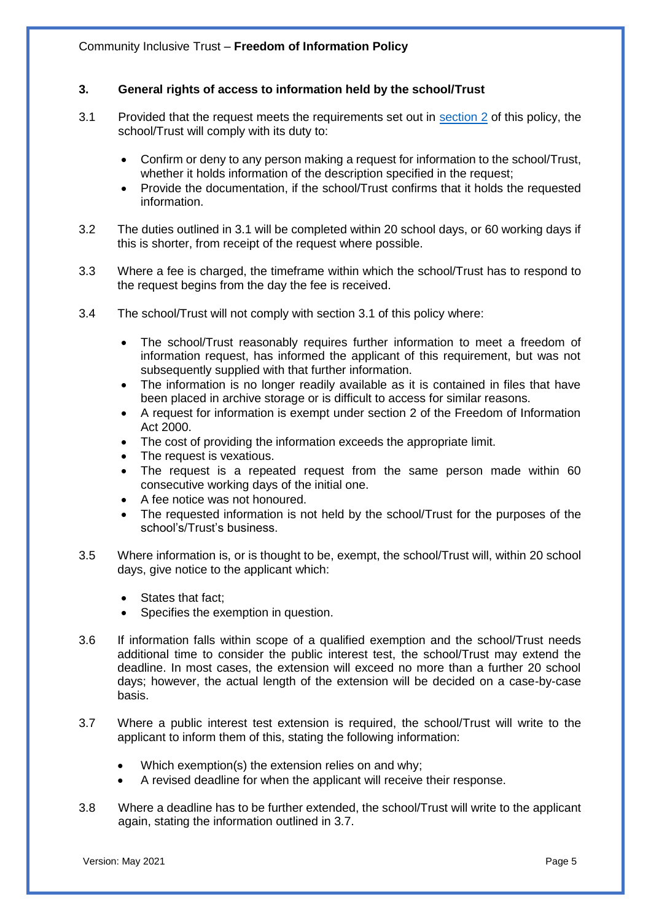## 3. General rights of access to information held by the school/Trust

3.1 Provided that the request meets the requirements set out in section 2 of this policy, the school/Trust will comply with its duty to:

- Confirm or deny to any person making a request for information to the school/Trust, whether it holds information of the description specified in the request;
- Provide the documentation, if the school/Trust confirms that it holds the requested information.

3.2 The duties outlined in 3.1 will be completed within 20 school days, or 60 working days if this is shorter, from receipt of the request where possible.

3.3 Where a fee is charged, the timeframe within which the school/Trust has to respond to the request begins from the day the fee is received.

3.4 The school/Trust will not comply with section 3.1 of this policy where:

- The school/Trust reasonably requires further information to meet a freedom of information request, has informed the applicant of this requirement, but was not subsequently supplied with that further information.
- The information is no longer readily available as it is contained in files that have been placed in archive storage or is difficult to access for similar reasons.
- A request for information is exempt under section 2 of the Freedom of Information Act 2000.
- The cost of providing the information exceeds the appropriate limit.
- The request is vexatious.
- The request is a repeated request from the same person made within 60 consecutive working days of the initial one.
- A fee notice was not honoured.
- The requested information is not held by the school/Trust for the purposes of the school's/Trust's business.

3.5 Where information is, or is thought to be, exempt, the school/Trust will, within 20 school days, give notice to the applicant which:

- States that fact;
- Specifies the exemption in question.

3.6 If information falls within scope of a qualified exemption and the school/Trust needs additional time to consider the public interest test, the school/Trust may extend the deadline. In most cases, the extension will exceed no more than a further 20 school days; however, the actual length of the extension will be decided on a case-by-case basis.

3.7 Where a public interest test extension is required, the school/Trust will write to the applicant to inform them of this, stating the following information:

- Which exemption(s) the extension relies on and why;
- A revised deadline for when the applicant will receive their response.

3.8 Where a deadline has to be further extended, the school/Trust will write to the applicant again, stating the information outlined in 3.7.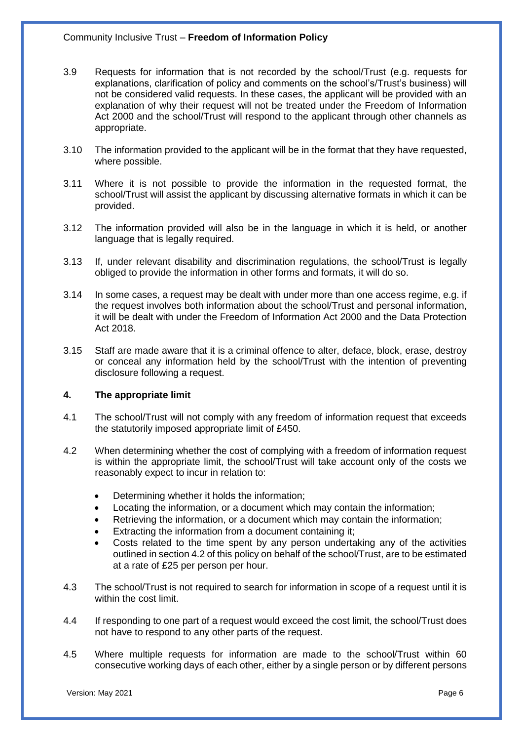3.9 Requests for information that is not recorded by the school/Trust (e.g. requests for explanations, clarification of policy and comments on the school's/Trust's business) will not be considered valid requests. In these cases, the applicant will be provided with an explanation of why their request will not be treated under the Freedom of Information Act 2000 and the school/Trust will respond to the applicant through other channels as appropriate.

3.10 The information provided to the applicant will be in the format that they have requested, where possible.

3.11 Where it is not possible to provide the information in the requested format, the school/Trust will assist the applicant by discussing alternative formats in which it can be provided.

3.12 The information provided will also be in the language in which it is held, or another language that is legally required.

3.13 If, under relevant disability and discrimination regulations, the school/Trust is legally obliged to provide the information in other forms and formats, it will do so.

3.14 In some cases, a request may be dealt with under more than one access regime, e.g. if the request involves both information about the school/Trust and personal information, it will be dealt with under the Freedom of Information Act 2000 and the Data Protection Act 2018.

3.15 Staff are made aware that it is a criminal offence to alter, deface, block, erase, destroy or conceal any information held by the school/Trust with the intention of preventing disclosure following a request.

## 4. The appropriate limit

4.1 The school/Trust will not comply with any freedom of information request that exceeds the statutorily imposed appropriate limit of £450.

4.2 When determining whether the cost of complying with a freedom of information request is within the appropriate limit, the school/Trust will take account only of the costs we reasonably expect to incur in relation to:

- Determining whether it holds the information;
- Locating the information, or a document which may contain the information;
- Retrieving the information, or a document which may contain the information;
- Extracting the information from a document containing it;
- Costs related to the time spent by any person undertaking any of the activities outlined in section 4.2 of this policy on behalf of the school/Trust, are to be estimated at a rate of £25 per person per hour.

4.3 The school/Trust is not required to search for information in scope of a request until it is within the cost limit.

4.4 If responding to one part of a request would exceed the cost limit, the school/Trust does not have to respond to any other parts of the request.

4.5 Where multiple requests for information are made to the school/Trust within 60 consecutive working days of each other, either by a single person or by different persons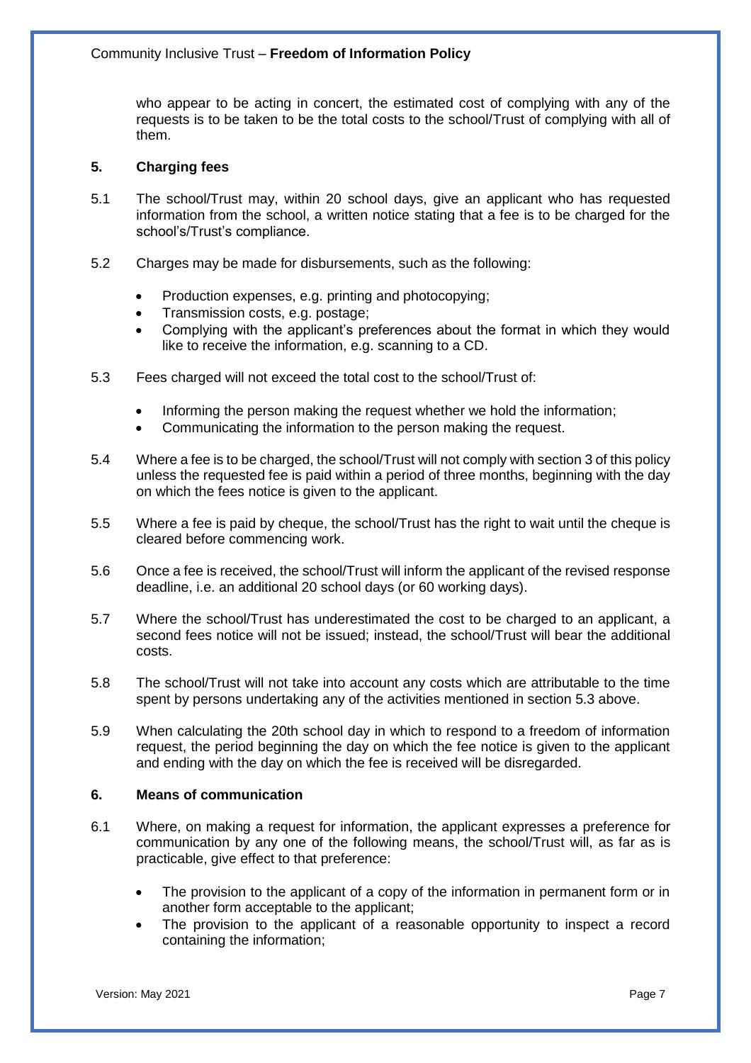who appear to be acting in concert, the estimated cost of complying with any of the requests is to be taken to be the total costs to the school/Trust of complying with all of them.

## 5. Charging fees

5.1 The school/Trust may, within 20 school days, give an applicant who has requested information from the school, a written notice stating that a fee is to be charged for the school's/Trust's compliance.

5.2 Charges may be made for disbursements, such as the following:

- Production expenses, e.g. printing and photocopying;
- Transmission costs, e.g. postage;
- Complying with the applicant's preferences about the format in which they would like to receive the information, e.g. scanning to a CD.

5.3 Fees charged will not exceed the total cost to the school/Trust of:

- Informing the person making the request whether we hold the information;
- Communicating the information to the person making the request.

5.4 Where a fee is to be charged, the school/Trust will not comply with section 3 of this policy unless the requested fee is paid within a period of three months, beginning with the day on which the fees notice is given to the applicant.

5.5 Where a fee is paid by cheque, the school/Trust has the right to wait until the cheque is cleared before commencing work.

5.6 Once a fee is received, the school/Trust will inform the applicant of the revised response deadline, i.e. an additional 20 school days (or 60 working days).

5.7 Where the school/Trust has underestimated the cost to be charged to an applicant, a second fees notice will not be issued; instead, the school/Trust will bear the additional costs.

5.8 The school/Trust will not take into account any costs which are attributable to the time spent by persons undertaking any of the activities mentioned in section 5.3 above.

5.9 When calculating the 20th school day in which to respond to a freedom of information request, the period beginning the day on which the fee notice is given to the applicant and ending with the day on which the fee is received will be disregarded.

## 6. Means of communication

6.1 Where, on making a request for information, the applicant expresses a preference for communication by any one of the following means, the school/Trust will, as far as is practicable, give effect to that preference:

- The provision to the applicant of a copy of the information in permanent form or in another form acceptable to the applicant;
- The provision to the applicant of a reasonable opportunity to inspect a record containing the information;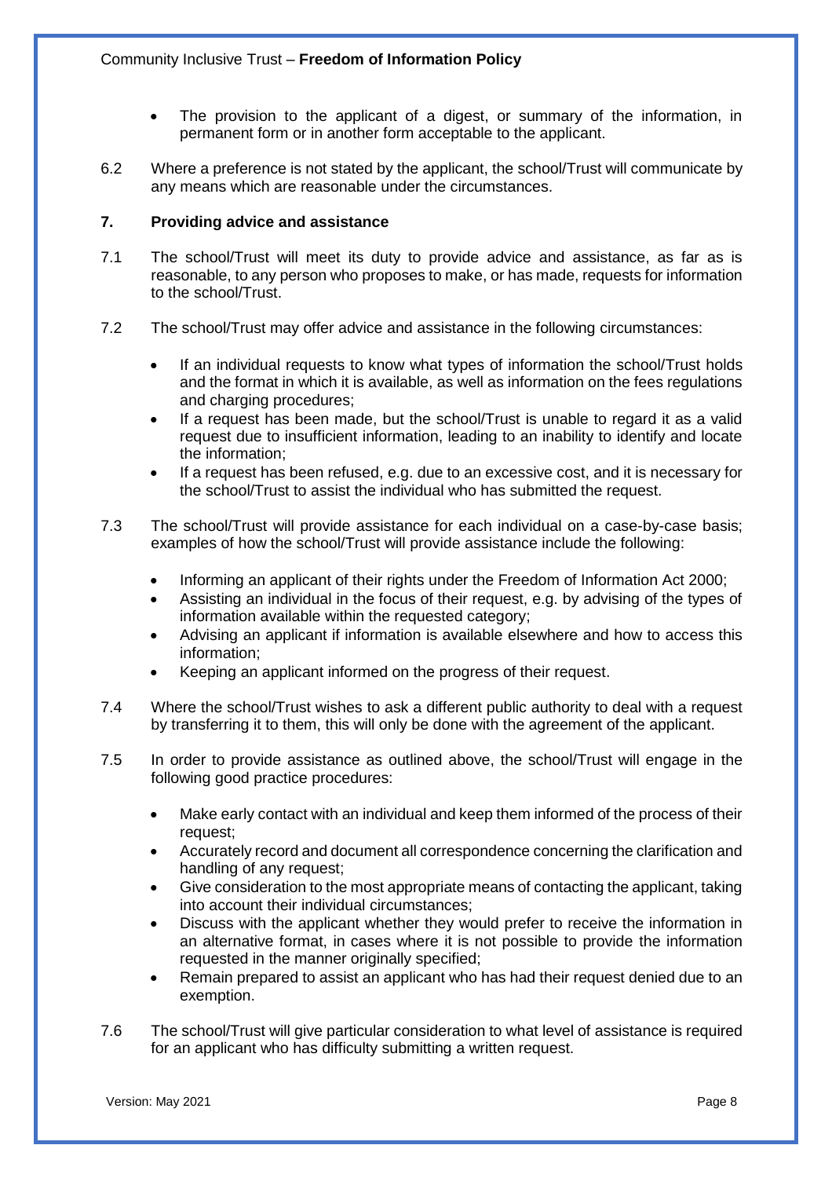- The provision to the applicant of a digest, or summary of the information, in permanent form or in another form acceptable to the applicant.

6.2 Where a preference is not stated by the applicant, the school/Trust will communicate by any means which are reasonable under the circumstances.

## 7. Providing advice and assistance

7.1 The school/Trust will meet its duty to provide advice and assistance, as far as is reasonable, to any person who proposes to make, or has made, requests for information to the school/Trust.

7.2 The school/Trust may offer advice and assistance in the following circumstances:

- If an individual requests to know what types of information the school/Trust holds and the format in which it is available, as well as information on the fees regulations and charging procedures;
- If a request has been made, but the school/Trust is unable to regard it as a valid request due to insufficient information, leading to an inability to identify and locate the information;
- If a request has been refused, e.g. due to an excessive cost, and it is necessary for the school/Trust to assist the individual who has submitted the request.

7.3 The school/Trust will provide assistance for each individual on a case-by-case basis; examples of how the school/Trust will provide assistance include the following:

- Informing an applicant of their rights under the Freedom of Information Act 2000;
- Assisting an individual in the focus of their request, e.g. by advising of the types of information available within the requested category;
- Advising an applicant if information is available elsewhere and how to access this information;
- Keeping an applicant informed on the progress of their request.

7.4 Where the school/Trust wishes to ask a different public authority to deal with a request by transferring it to them, this will only be done with the agreement of the applicant.

7.5 In order to provide assistance as outlined above, the school/Trust will engage in the following good practice procedures:

- Make early contact with an individual and keep them informed of the process of their request;
- Accurately record and document all correspondence concerning the clarification and handling of any request;
- Give consideration to the most appropriate means of contacting the applicant, taking into account their individual circumstances;
- Discuss with the applicant whether they would prefer to receive the information in an alternative format, in cases where it is not possible to provide the information requested in the manner originally specified;
- Remain prepared to assist an applicant who has had their request denied due to an exemption.

7.6 The school/Trust will give particular consideration to what level of assistance is required for an applicant who has difficulty submitting a written request.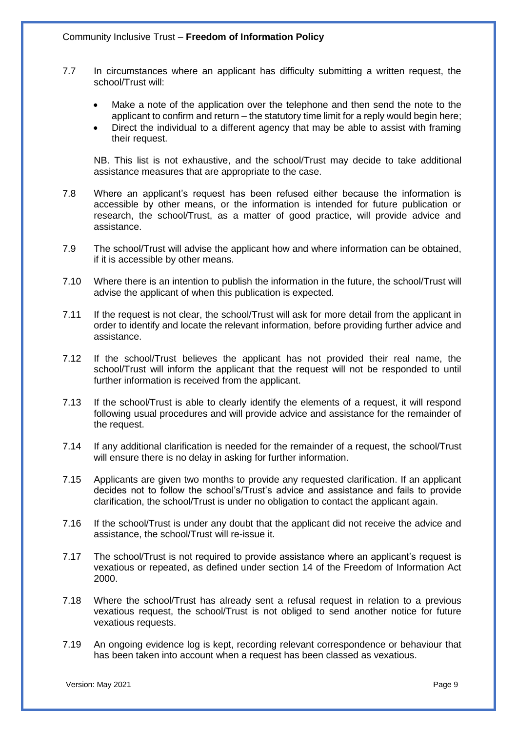7.7 In circumstances where an applicant has difficulty submitting a written request, the school/Trust will:

- Make a note of the application over the telephone and then send the note to the applicant to confirm and return – the statutory time limit for a reply would begin here;
- Direct the individual to a different agency that may be able to assist with framing their request.

NB. This list is not exhaustive, and the school/Trust may decide to take additional assistance measures that are appropriate to the case.

7.8 Where an applicant's request has been refused either because the information is accessible by other means, or the information is intended for future publication or research, the school/Trust, as a matter of good practice, will provide advice and assistance.

7.9 The school/Trust will advise the applicant how and where information can be obtained, if it is accessible by other means.

7.10 Where there is an intention to publish the information in the future, the school/Trust will advise the applicant of when this publication is expected.

7.11 If the request is not clear, the school/Trust will ask for more detail from the applicant in order to identify and locate the relevant information, before providing further advice and assistance.

7.12 If the school/Trust believes the applicant has not provided their real name, the school/Trust will inform the applicant that the request will not be responded to until further information is received from the applicant.

7.13 If the school/Trust is able to clearly identify the elements of a request, it will respond following usual procedures and will provide advice and assistance for the remainder of the request.

7.14 If any additional clarification is needed for the remainder of a request, the school/Trust will ensure there is no delay in asking for further information.

7.15 Applicants are given two months to provide any requested clarification. If an applicant decides not to follow the school's/Trust's advice and assistance and fails to provide clarification, the school/Trust is under no obligation to contact the applicant again.

7.16 If the school/Trust is under any doubt that the applicant did not receive the advice and assistance, the school/Trust will re-issue it.

7.17 The school/Trust is not required to provide assistance where an applicant's request is vexatious or repeated, as defined under section 14 of the Freedom of Information Act 2000.

7.18 Where the school/Trust has already sent a refusal request in relation to a previous vexatious request, the school/Trust is not obliged to send another notice for future vexatious requests.

7.19 An ongoing evidence log is kept, recording relevant correspondence or behaviour that has been taken into account when a request has been classed as vexatious.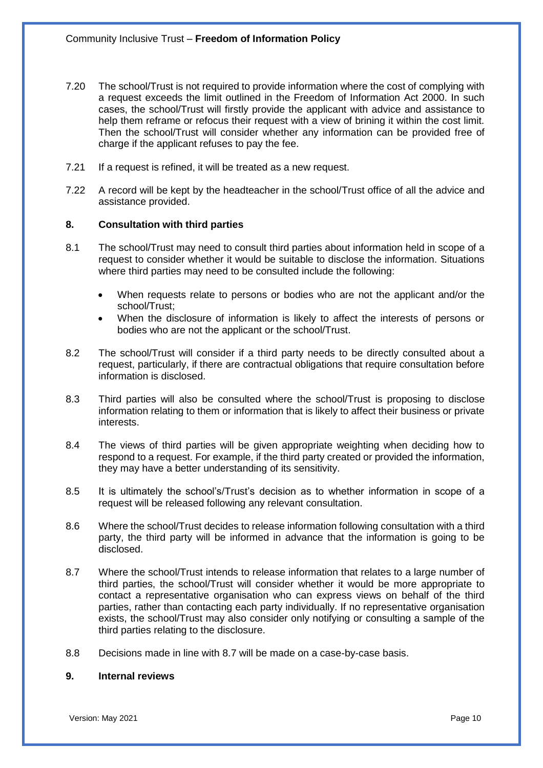7.20 The school/Trust is not required to provide information where the cost of complying with a request exceeds the limit outlined in the Freedom of Information Act 2000. In such cases, the school/Trust will firstly provide the applicant with advice and assistance to help them reframe or refocus their request with a view of brining it within the cost limit. Then the school/Trust will consider whether any information can be provided free of charge if the applicant refuses to pay the fee.

7.21 If a request is refined, it will be treated as a new request.

7.22 A record will be kept by the headteacher in the school/Trust office of all the advice and assistance provided.

## 8. Consultation with third parties

8.1 The school/Trust may need to consult third parties about information held in scope of a request to consider whether it would be suitable to disclose the information. Situations where third parties may need to be consulted include the following:

- When requests relate to persons or bodies who are not the applicant and/or the school/Trust;
- When the disclosure of information is likely to affect the interests of persons or bodies who are not the applicant or the school/Trust.

8.2 The school/Trust will consider if a third party needs to be directly consulted about a request, particularly, if there are contractual obligations that require consultation before information is disclosed.

8.3 Third parties will also be consulted where the school/Trust is proposing to disclose information relating to them or information that is likely to affect their business or private interests.

8.4 The views of third parties will be given appropriate weighting when deciding how to respond to a request. For example, if the third party created or provided the information, they may have a better understanding of its sensitivity.

8.5 It is ultimately the school's/Trust's decision as to whether information in scope of a request will be released following any relevant consultation.

8.6 Where the school/Trust decides to release information following consultation with a third party, the third party will be informed in advance that the information is going to be disclosed.

8.7 Where the school/Trust intends to release information that relates to a large number of third parties, the school/Trust will consider whether it would be more appropriate to contact a representative organisation who can express views on behalf of the third parties, rather than contacting each party individually. If no representative organisation exists, the school/Trust may also consider only notifying or consulting a sample of the third parties relating to the disclosure.

8.8 Decisions made in line with 8.7 will be made on a case-by-case basis.

## 9. Internal reviews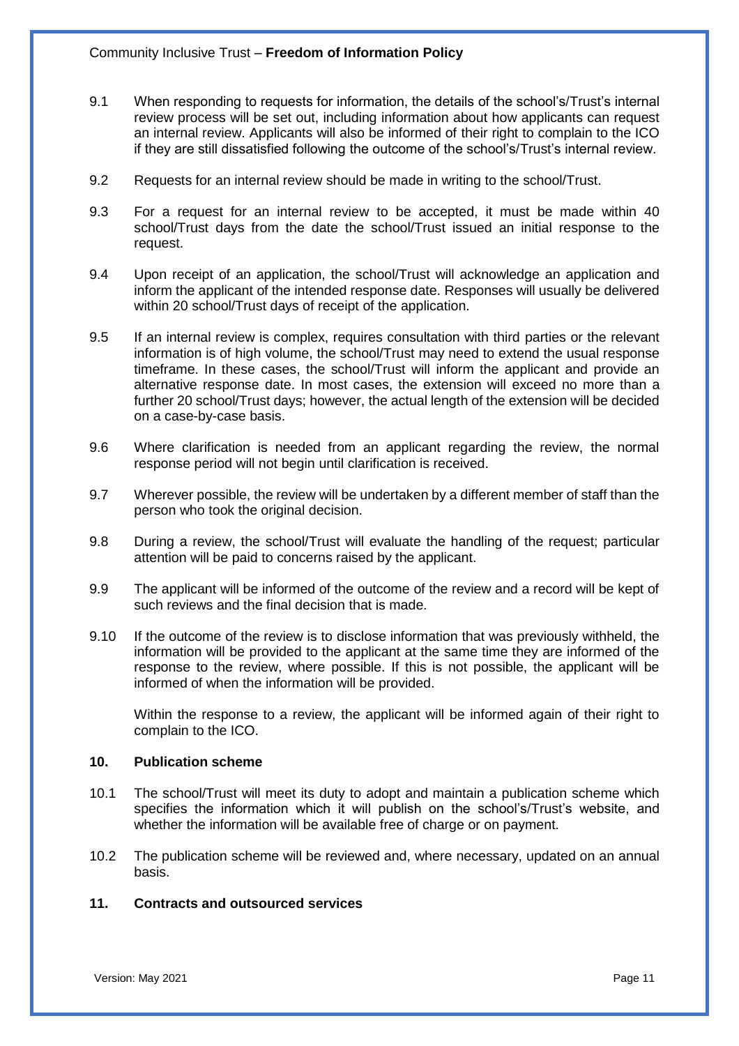9.1 When responding to requests for information, the details of the school's/Trust's internal review process will be set out, including information about how applicants can request an internal review. Applicants will also be informed of their right to complain to the ICO if they are still dissatisfied following the outcome of the school's/Trust's internal review.

9.2 Requests for an internal review should be made in writing to the school/Trust.

9.3 For a request for an internal review to be accepted, it must be made within 40 school/Trust days from the date the school/Trust issued an initial response to the request.

9.4 Upon receipt of an application, the school/Trust will acknowledge an application and inform the applicant of the intended response date. Responses will usually be delivered within 20 school/Trust days of receipt of the application.

9.5 If an internal review is complex, requires consultation with third parties or the relevant information is of high volume, the school/Trust may need to extend the usual response timeframe. In these cases, the school/Trust will inform the applicant and provide an alternative response date. In most cases, the extension will exceed no more than a further 20 school/Trust days; however, the actual length of the extension will be decided on a case-by-case basis.

9.6 Where clarification is needed from an applicant regarding the review, the normal response period will not begin until clarification is received.

9.7 Wherever possible, the review will be undertaken by a different member of staff than the person who took the original decision.

9.8 During a review, the school/Trust will evaluate the handling of the request; particular attention will be paid to concerns raised by the applicant.

9.9 The applicant will be informed of the outcome of the review and a record will be kept of such reviews and the final decision that is made.

9.10 If the outcome of the review is to disclose information that was previously withheld, the information will be provided to the applicant at the same time they are informed of the response to the review, where possible. If this is not possible, the applicant will be informed of when the information will be provided.

Within the response to a review, the applicant will be informed again of their right to complain to the ICO.

## 10. Publication scheme

10.1 The school/Trust will meet its duty to adopt and maintain a publication scheme which specifies the information which it will publish on the school's/Trust's website, and whether the information will be available free of charge or on payment.

10.2 The publication scheme will be reviewed and, where necessary, updated on an annual basis.

## 11. Contracts and outsourced services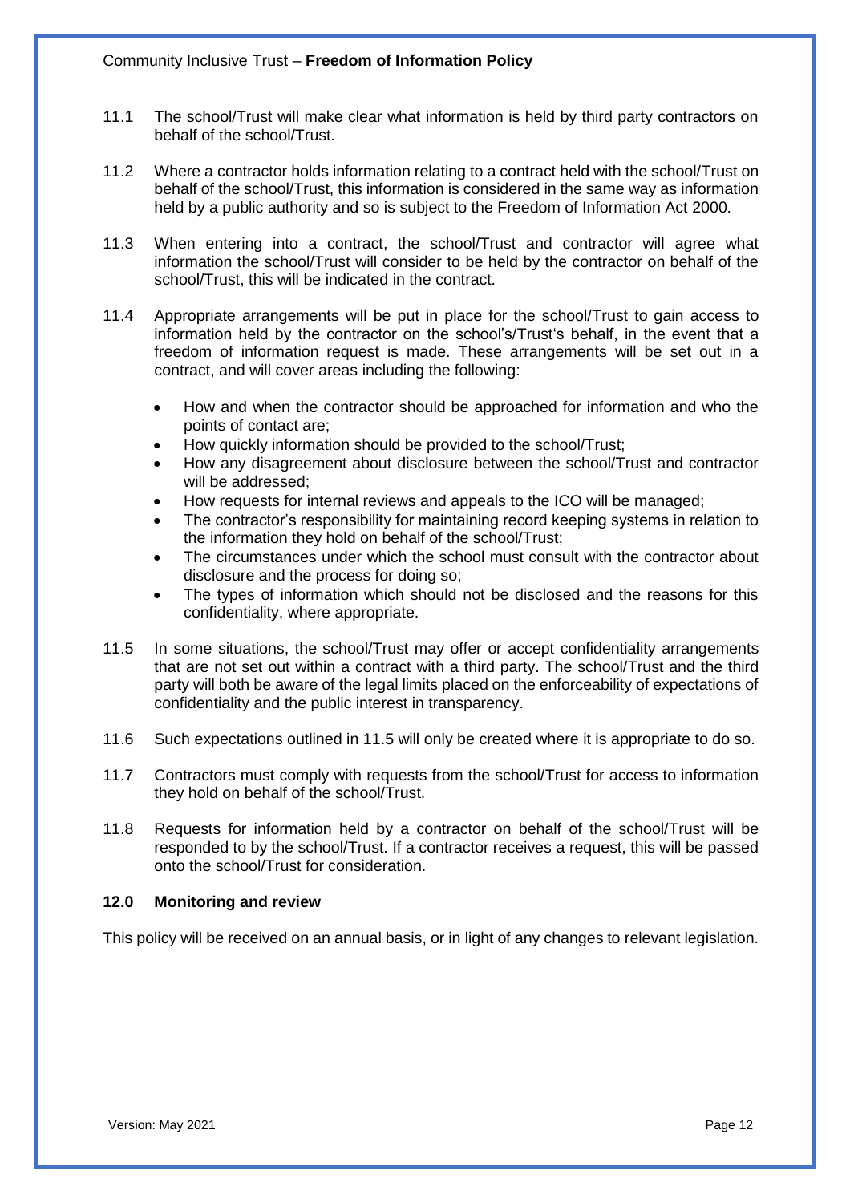11.1 The school/Trust will make clear what information is held by third party contractors on behalf of the school/Trust.

11.2 Where a contractor holds information relating to a contract held with the school/Trust on behalf of the school/Trust, this information is considered in the same way as information held by a public authority and so is subject to the Freedom of Information Act 2000.

11.3 When entering into a contract, the school/Trust and contractor will agree what information the school/Trust will consider to be held by the contractor on behalf of the school/Trust, this will be indicated in the contract.

11.4 Appropriate arrangements will be put in place for the school/Trust to gain access to information held by the contractor on the school's/Trust's behalf, in the event that a freedom of information request is made. These arrangements will be set out in a contract, and will cover areas including the following:

- How and when the contractor should be approached for information and who the points of contact are;
- How quickly information should be provided to the school/Trust;
- How any disagreement about disclosure between the school/Trust and contractor will be addressed;
- How requests for internal reviews and appeals to the ICO will be managed;
- The contractor's responsibility for maintaining record keeping systems in relation to the information they hold on behalf of the school/Trust;
- The circumstances under which the school must consult with the contractor about disclosure and the process for doing so;
- The types of information which should not be disclosed and the reasons for this confidentiality, where appropriate.

11.5 In some situations, the school/Trust may offer or accept confidentiality arrangements that are not set out within a contract with a third party. The school/Trust and the third party will both be aware of the legal limits placed on the enforceability of expectations of confidentiality and the public interest in transparency.

11.6 Such expectations outlined in 11.5 will only be created where it is appropriate to do so.

11.7 Contractors must comply with requests from the school/Trust for access to information they hold on behalf of the school/Trust.

11.8 Requests for information held by a contractor on behalf of the school/Trust will be responded to by the school/Trust. If a contractor receives a request, this will be passed onto the school/Trust for consideration.

## 12.0 Monitoring and review

This policy will be received on an annual basis, or in light of any changes to relevant legislation.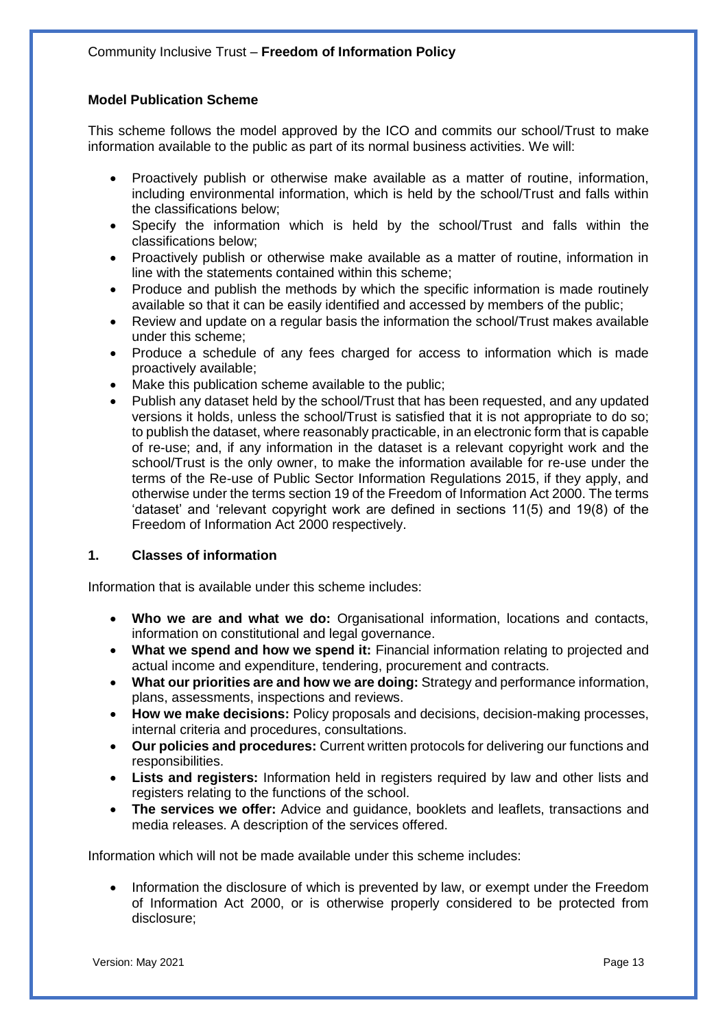## Model Publication Scheme

This scheme follows the model approved by the ICO and commits our school/Trust to make information available to the public as part of its normal business activities. We will:

- Proactively publish or otherwise make available as a matter of routine, information, including environmental information, which is held by the school/Trust and falls within the classifications below;
- Specify the information which is held by the school/Trust and falls within the classifications below;
- Proactively publish or otherwise make available as a matter of routine, information in line with the statements contained within this scheme;
- Produce and publish the methods by which the specific information is made routinely available so that it can be easily identified and accessed by members of the public;
- Review and update on a regular basis the information the school/Trust makes available under this scheme;
- Produce a schedule of any fees charged for access to information which is made proactively available;
- Make this publication scheme available to the public;
- Publish any dataset held by the school/Trust that has been requested, and any updated versions it holds, unless the school/Trust is satisfied that it is not appropriate to do so; to publish the dataset, where reasonably practicable, in an electronic form that is capable of re-use; and, if any information in the dataset is a relevant copyright work and the school/Trust is the only owner, to make the information available for re-use under the terms of the Re-use of Public Sector Information Regulations 2015, if they apply, and otherwise under the terms section 19 of the Freedom of Information Act 2000. The terms 'dataset' and 'relevant copyright work are defined in sections 11(5) and 19(8) of the Freedom of Information Act 2000 respectively.

### 1. Classes of information

Information that is available under this scheme includes:

- **Who we are and what we do:** Organisational information, locations and contacts, information on constitutional and legal governance.
- **What we spend and how we spend it:** Financial information relating to projected and actual income and expenditure, tendering, procurement and contracts.
- **What our priorities are and how we are doing:** Strategy and performance information, plans, assessments, inspections and reviews.
- **How we make decisions:** Policy proposals and decisions, decision-making processes, internal criteria and procedures, consultations.
- **Our policies and procedures:** Current written protocols for delivering our functions and responsibilities.
- **Lists and registers:** Information held in registers required by law and other lists and registers relating to the functions of the school.
- **The services we offer:** Advice and guidance, booklets and leaflets, transactions and media releases. A description of the services offered.

Information which will not be made available under this scheme includes:

- Information the disclosure of which is prevented by law, or exempt under the Freedom of Information Act 2000, or is otherwise properly considered to be protected from disclosure;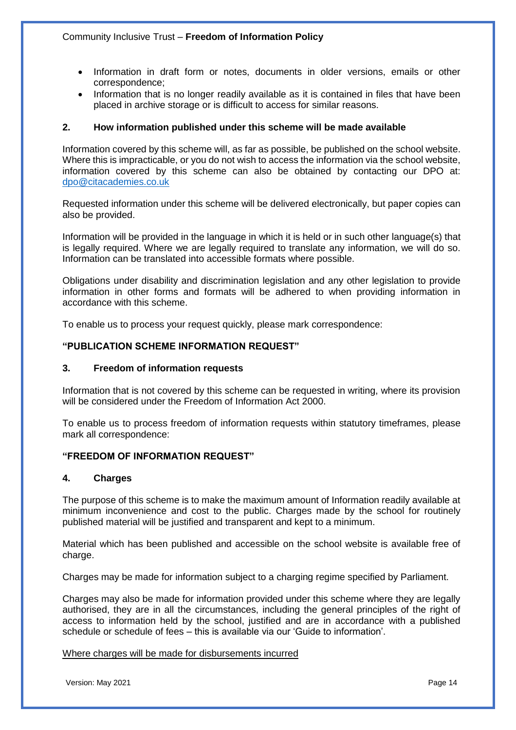- Information in draft form or notes, documents in older versions, emails or other correspondence;
- Information that is no longer readily available as it is contained in files that have been placed in archive storage or is difficult to access for similar reasons.

## 2. How information published under this scheme will be made available

Information covered by this scheme will, as far as possible, be published on the school website. Where this is impracticable, or you do not wish to access the information via the school website, information covered by this scheme can also be obtained by contacting our DPO at: dpo@citacademies.co.uk

Requested information under this scheme will be delivered electronically, but paper copies can also be provided.

Information will be provided in the language in which it is held or in such other language(s) that is legally required. Where we are legally required to translate any information, we will do so. Information can be translated into accessible formats where possible.

Obligations under disability and discrimination legislation and any other legislation to provide information in other forms and formats will be adhered to when providing information in accordance with this scheme.

To enable us to process your request quickly, please mark correspondence:

**"PUBLICATION SCHEME INFORMATION REQUEST"**

## 3. Freedom of information requests

Information that is not covered by this scheme can be requested in writing, where its provision will be considered under the Freedom of Information Act 2000.

To enable us to process freedom of information requests within statutory timeframes, please mark all correspondence:

**"FREEDOM OF INFORMATION REQUEST"**

## 4. Charges

The purpose of this scheme is to make the maximum amount of Information readily available at minimum inconvenience and cost to the public. Charges made by the school for routinely published material will be justified and transparent and kept to a minimum.

Material which has been published and accessible on the school website is available free of charge.

Charges may be made for information subject to a charging regime specified by Parliament.

Charges may also be made for information provided under this scheme where they are legally authorised, they are in all the circumstances, including the general principles of the right of access to information held by the school, justified and are in accordance with a published schedule or schedule of fees – this is available via our 'Guide to information'.

Where charges will be made for disbursements incurred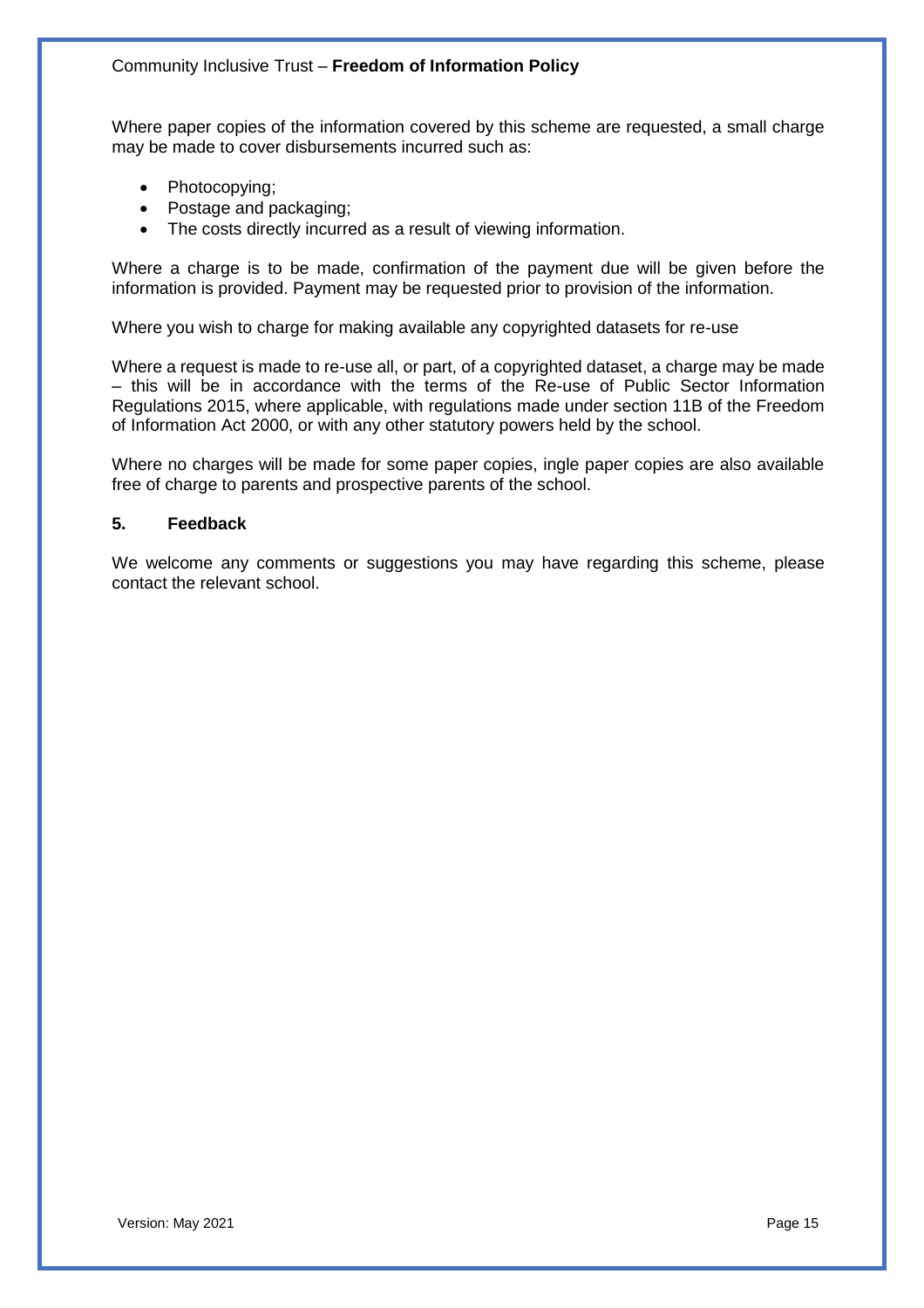Where paper copies of the information covered by this scheme are requested, a small charge may be made to cover disbursements incurred such as:

- Photocopying;
- Postage and packaging;
- The costs directly incurred as a result of viewing information.

Where a charge is to be made, confirmation of the payment due will be given before the information is provided. Payment may be requested prior to provision of the information.

Where you wish to charge for making available any copyrighted datasets for re-use

Where a request is made to re-use all, or part, of a copyrighted dataset, a charge may be made – this will be in accordance with the terms of the Re-use of Public Sector Information Regulations 2015, where applicable, with regulations made under section 11B of the Freedom of Information Act 2000, or with any other statutory powers held by the school.

Where no charges will be made for some paper copies, ingle paper copies are also available free of charge to parents and prospective parents of the school.

## 5. Feedback

We welcome any comments or suggestions you may have regarding this scheme, please contact the relevant school.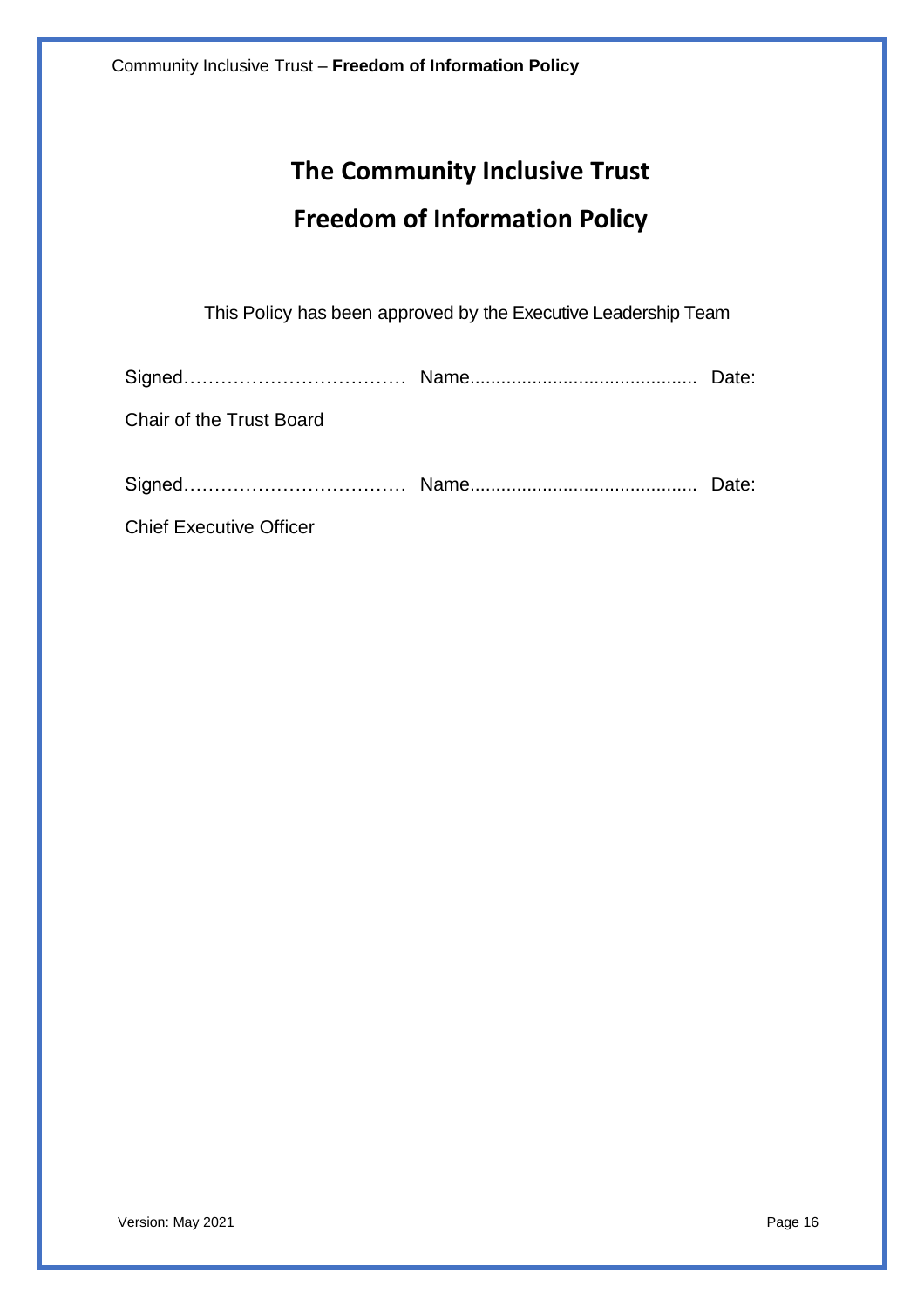# The Community Inclusive Trust

# Freedom of Information Policy

This Policy has been approved by the Executive Leadership Team

Signed……………………………… Name........................................... Date:

Chair of the Trust Board

Signed……………………………… Name........................................... Date:

Chief Executive Officer